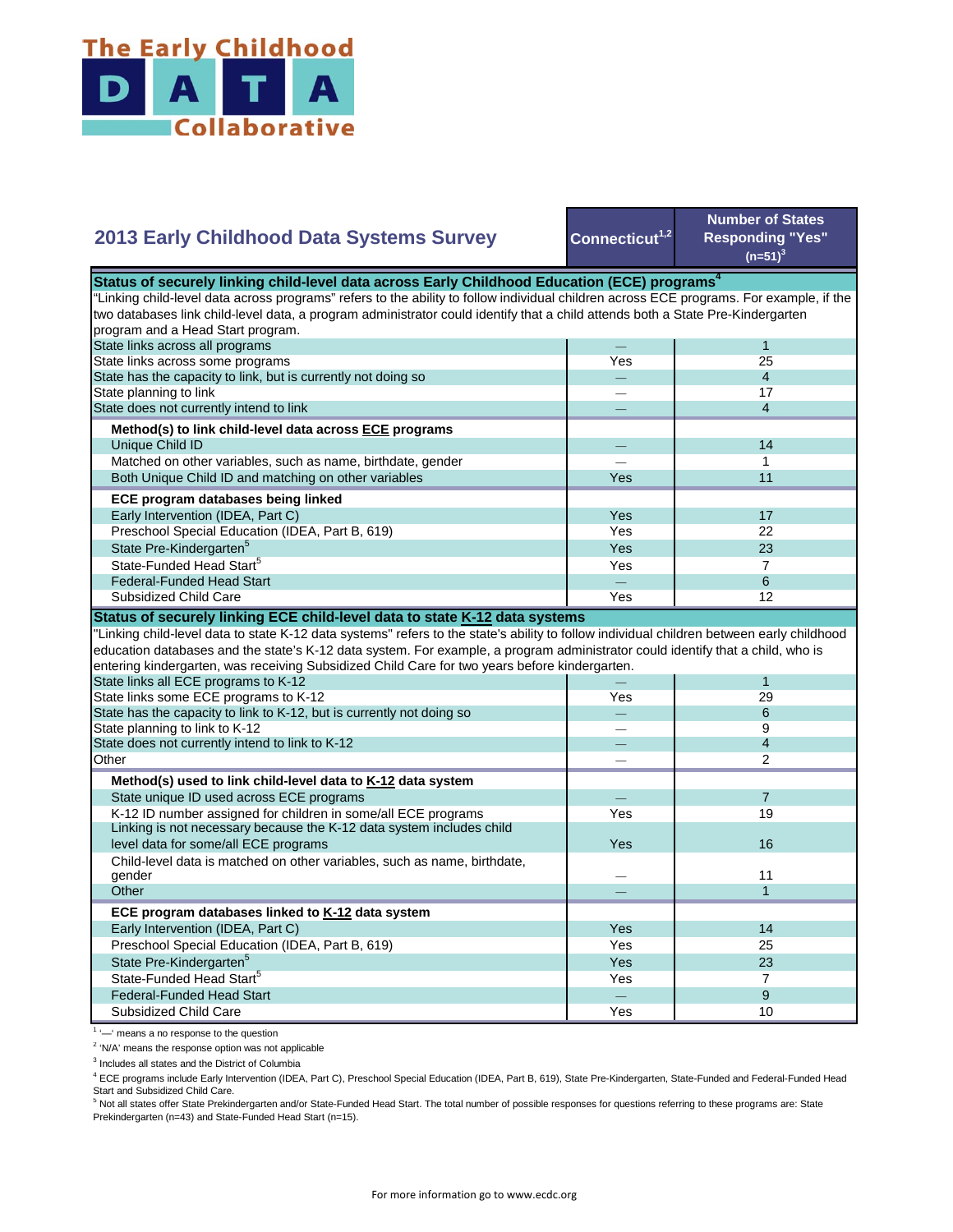# The Early Childhood DATA Collaborative

| 2013 Early Childhood Data Systems Survey | Connecticut[1,2] | Number of States Responding "Yes" (n=51)[3] |
|---|---|---|
| **Status of securely linking child-level data across Early Childhood Education (ECE) programs[4]** | | |
| "Linking child-level data across programs" refers to the ability to follow individual children across ECE programs. For example, if the two databases link child-level data, a program administrator could identify that a child attends both a State Pre-Kindergarten program and a Head Start program. | | |
| State links across all programs | — | 1 |
| State links across some programs | Yes | 25 |
| State has the capacity to link, but is currently not doing so | — | 4 |
| State planning to link | — | 17 |
| State does not currently intend to link | — | 4 |
| **Method(s) to link child-level data across ECE programs** | | |
| Unique Child ID | — | 14 |
| Matched on other variables, such as name, birthdate, gender | — | 1 |
| Both Unique Child ID and matching on other variables | Yes | 11 |
| **ECE program databases being linked** | | |
| Early Intervention (IDEA, Part C) | Yes | 17 |
| Preschool Special Education (IDEA, Part B, 619) | Yes | 22 |
| State Pre-Kindergarten[5] | Yes | 23 |
| State-Funded Head Start[5] | Yes | 7 |
| Federal-Funded Head Start | — | 6 |
| Subsidized Child Care | Yes | 12 |
| **Status of securely linking ECE child-level data to state K-12 data systems** | | |
| "Linking child-level data to state K-12 data systems" refers to the state's ability to follow individual children between early childhood education databases and the state's K-12 data system. For example, a program administrator could identify that a child, who is entering kindergarten, was receiving Subsidized Child Care for two years before kindergarten. | | |
| State links all ECE programs to K-12 | — | 1 |
| State links some ECE programs to K-12 | Yes | 29 |
| State has the capacity to link to K-12, but is currently not doing so | — | 6 |
| State planning to link to K-12 | — | 9 |
| State does not currently intend to link to K-12 | — | 4 |
| Other | — | 2 |
| **Method(s) used to link child-level data to K-12 data system** | | |
| State unique ID used across ECE programs | — | 7 |
| K-12 ID number assigned for children in some/all ECE programs | Yes | 19 |
| Linking is not necessary because the K-12 data system includes child level data for some/all ECE programs | Yes | 16 |
| Child-level data is matched on other variables, such as name, birthdate, gender | — | 11 |
| Other | — | 1 |
| **ECE program databases linked to K-12 data system** | | |
| Early Intervention (IDEA, Part C) | Yes | 14 |
| Preschool Special Education (IDEA, Part B, 619) | Yes | 25 |
| State Pre-Kindergarten[5] | Yes | 23 |
| State-Funded Head Start[5] | Yes | 7 |
| Federal-Funded Head Start | — | 9 |
| Subsidized Child Care | Yes | 10 |

[1] '—' means a no response to the question

[2] 'N/A' means the response option was not applicable

[3] Includes all states and the District of Columbia

[4] ECE programs include Early Intervention (IDEA, Part C), Preschool Special Education (IDEA, Part B, 619), State Pre-Kindergarten, State-Funded and Federal-Funded Head Start and Subsidized Child Care.

[5] Not all states offer State Prekindergarten and/or State-Funded Head Start. The total number of possible responses for questions referring to these programs are: State Prekindergarten (n=43) and State-Funded Head Start (n=15).

For more information go to www.ecdc.org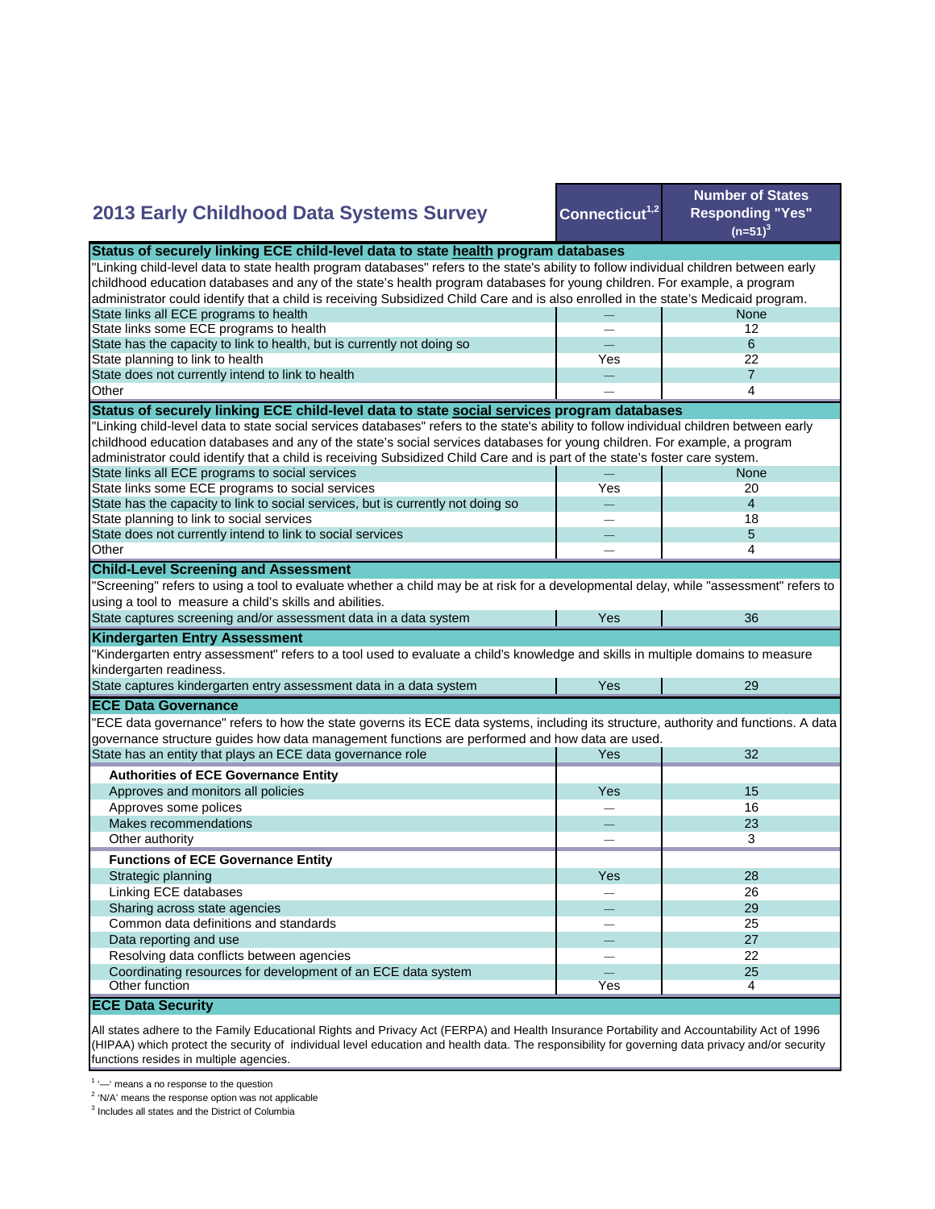## 2013 Early Childhood Data Systems Survey

| | Connecticut[1,2] | Number of States Responding "Yes" (n=51)[3] |
|---|---|---|
| **Status of securely linking ECE child-level data to state health program databases** | | |
| "Linking child-level data to state health program databases" refers to the state's ability to follow individual children between early childhood education databases and any of the state's health program databases for young children. For example, a program administrator could identify that a child is receiving Subsidized Child Care and is also enrolled in the state's Medicaid program. | | |
| State links all ECE programs to health | — | None |
| State links some ECE programs to health | — | 12 |
| State has the capacity to link to health, but is currently not doing so | — | 6 |
| State planning to link to health | Yes | 22 |
| State does not currently intend to link to health | — | 7 |
| Other | — | 4 |
| **Status of securely linking ECE child-level data to state social services program databases** | | |
| "Linking child-level data to state social services databases" refers to the state's ability to follow individual children between early childhood education databases and any of the state's social services databases for young children. For example, a program administrator could identify that a child is receiving Subsidized Child Care and is part of the state's foster care system. | | |
| State links all ECE programs to social services | — | None |
| State links some ECE programs to social services | Yes | 20 |
| State has the capacity to link to social services, but is currently not doing so | — | 4 |
| State planning to link to social services | — | 18 |
| State does not currently intend to link to social services | — | 5 |
| Other | — | 4 |
| **Child-Level Screening and Assessment** | | |
| "Screening" refers to using a tool to evaluate whether a child may be at risk for a developmental delay, while "assessment" refers to using a tool to measure a child's skills and abilities. | | |
| State captures screening and/or assessment data in a data system | Yes | 36 |
| **Kindergarten Entry Assessment** | | |
| "Kindergarten entry assessment" refers to a tool used to evaluate a child's knowledge and skills in multiple domains to measure kindergarten readiness. | | |
| State captures kindergarten entry assessment data in a data system | Yes | 29 |
| **ECE Data Governance** | | |
| "ECE data governance" refers to how the state governs its ECE data systems, including its structure, authority and functions. A data governance structure guides how data management functions are performed and how data are used. | | |
| State has an entity that plays an ECE data governance role | Yes | 32 |
| **Authorities of ECE Governance Entity** | | |
| Approves and monitors all policies | Yes | 15 |
| Approves some polices | — | 16 |
| Makes recommendations | — | 23 |
| Other authority | — | 3 |
| **Functions of ECE Governance Entity** | | |
| Strategic planning | Yes | 28 |
| Linking ECE databases | — | 26 |
| Sharing across state agencies | — | 29 |
| Common data definitions and standards | — | 25 |
| Data reporting and use | — | 27 |
| Resolving data conflicts between agencies | — | 22 |
| Coordinating resources for development of an ECE data system | — | 25 |
| Other function | Yes | 4 |
| **ECE Data Security** | | |
| All states adhere to the Family Educational Rights and Privacy Act (FERPA) and Health Insurance Portability and Accountability Act of 1996 (HIPAA) which protect the security of individual level education and health data. The responsibility for governing data privacy and/or security functions resides in multiple agencies. | | |

[1] '—' means a no response to the question

[2] 'N/A' means the response option was not applicable

[3] Includes all states and the District of Columbia